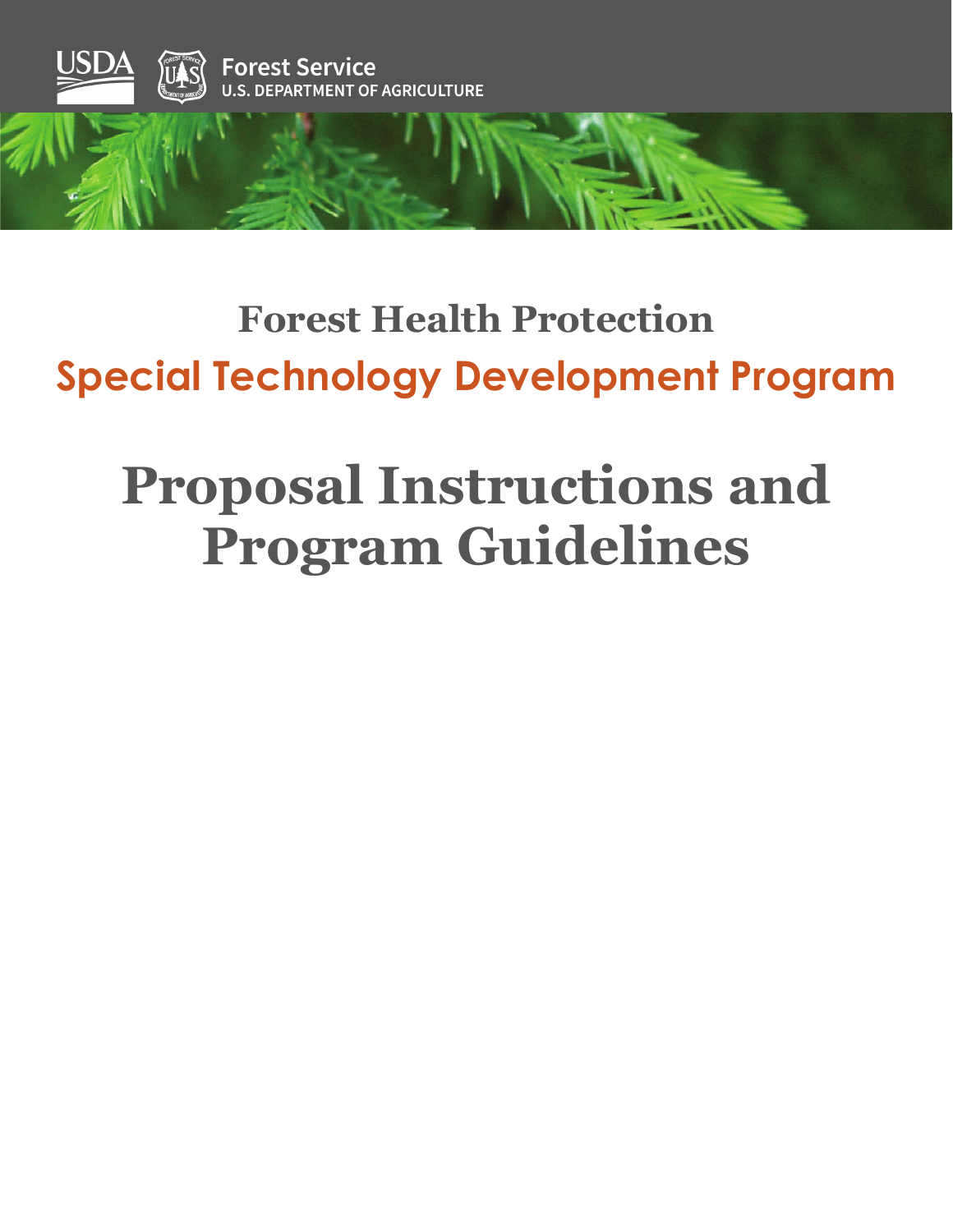USDA Forest Service
U.S. DEPARTMENT OF AGRICULTURE

# Forest Health Protection

## Special Technology Development Program

# Proposal Instructions and Program Guidelines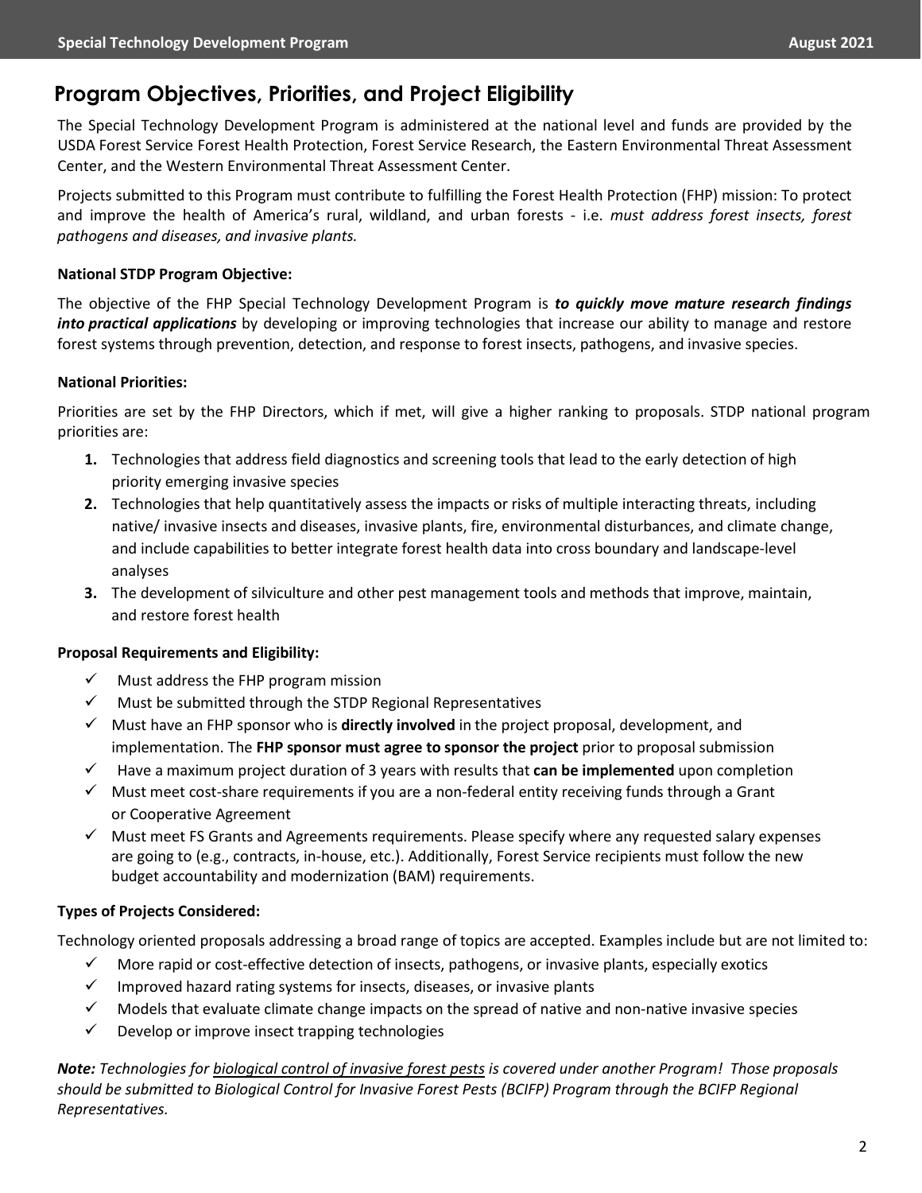## Program Objectives, Priorities, and Project Eligibility

The Special Technology Development Program is administered at the national level and funds are provided by the USDA Forest Service Forest Health Protection, Forest Service Research, the Eastern Environmental Threat Assessment Center, and the Western Environmental Threat Assessment Center.

Projects submitted to this Program must contribute to fulfilling the Forest Health Protection (FHP) mission: To protect and improve the health of America's rural, wildland, and urban forests - i.e. *must address forest insects, forest pathogens and diseases, and invasive plants.*

**National STDP Program Objective:**

The objective of the FHP Special Technology Development Program is ***to quickly move mature research findings into practical applications*** by developing or improving technologies that increase our ability to manage and restore forest systems through prevention, detection, and response to forest insects, pathogens, and invasive species.

**National Priorities:**

Priorities are set by the FHP Directors, which if met, will give a higher ranking to proposals. STDP national program priorities are:

1. Technologies that address field diagnostics and screening tools that lead to the early detection of high priority emerging invasive species
2. Technologies that help quantitatively assess the impacts or risks of multiple interacting threats, including native/ invasive insects and diseases, invasive plants, fire, environmental disturbances, and climate change, and include capabilities to better integrate forest health data into cross boundary and landscape-level analyses
3. The development of silviculture and other pest management tools and methods that improve, maintain, and restore forest health

**Proposal Requirements and Eligibility:**

- ✓ Must address the FHP program mission
- ✓ Must be submitted through the STDP Regional Representatives
- ✓ Must have an FHP sponsor who is **directly involved** in the project proposal, development, and implementation. The **FHP sponsor must agree to sponsor the project** prior to proposal submission
- ✓ Have a maximum project duration of 3 years with results that **can be implemented** upon completion
- ✓ Must meet cost-share requirements if you are a non-federal entity receiving funds through a Grant or Cooperative Agreement
- ✓ Must meet FS Grants and Agreements requirements. Please specify where any requested salary expenses are going to (e.g., contracts, in-house, etc.). Additionally, Forest Service recipients must follow the new budget accountability and modernization (BAM) requirements.

**Types of Projects Considered:**

Technology oriented proposals addressing a broad range of topics are accepted. Examples include but are not limited to:

- ✓ More rapid or cost-effective detection of insects, pathogens, or invasive plants, especially exotics
- ✓ Improved hazard rating systems for insects, diseases, or invasive plants
- ✓ Models that evaluate climate change impacts on the spread of native and non-native invasive species
- ✓ Develop or improve insect trapping technologies

***Note:*** *Technologies for biological control of invasive forest pests is covered under another Program! Those proposals should be submitted to Biological Control for Invasive Forest Pests (BCIFP) Program through the BCIFP Regional Representatives.*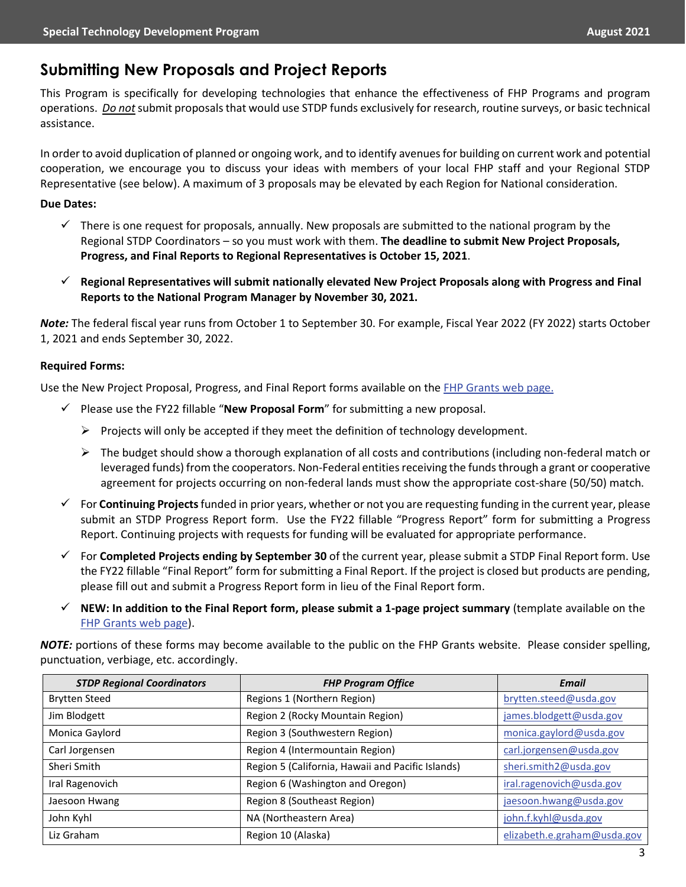## Submitting New Proposals and Project Reports

This Program is specifically for developing technologies that enhance the effectiveness of FHP Programs and program operations. ***Do not*** submit proposals that would use STDP funds exclusively for research, routine surveys, or basic technical assistance.

In order to avoid duplication of planned or ongoing work, and to identify avenues for building on current work and potential cooperation, we encourage you to discuss your ideas with members of your local FHP staff and your Regional STDP Representative (see below). A maximum of 3 proposals may be elevated by each Region for National consideration.

**Due Dates:**

- ✓ There is one request for proposals, annually. New proposals are submitted to the national program by the Regional STDP Coordinators – so you must work with them. **The deadline to submit New Project Proposals, Progress, and Final Reports to Regional Representatives is October 15, 2021**.
- ✓ **Regional Representatives will submit nationally elevated New Project Proposals along with Progress and Final Reports to the National Program Manager by November 30, 2021.**

***Note:*** The federal fiscal year runs from October 1 to September 30. For example, Fiscal Year 2022 (FY 2022) starts October 1, 2021 and ends September 30, 2022.

**Required Forms:**

Use the New Project Proposal, Progress, and Final Report forms available on the FHP Grants web page.

- ✓ Please use the FY22 fillable "**New Proposal Form**" for submitting a new proposal.
  - ➢ Projects will only be accepted if they meet the definition of technology development.
  - ➢ The budget should show a thorough explanation of all costs and contributions (including non-federal match or leveraged funds) from the cooperators. Non-Federal entities receiving the funds through a grant or cooperative agreement for projects occurring on non-federal lands must show the appropriate cost-share (50/50) match.
- ✓ For **Continuing Projects** funded in prior years, whether or not you are requesting funding in the current year, please submit an STDP Progress Report form. Use the FY22 fillable "Progress Report" form for submitting a Progress Report. Continuing projects with requests for funding will be evaluated for appropriate performance.
- ✓ For **Completed Projects ending by September 30** of the current year, please submit a STDP Final Report form. Use the FY22 fillable "Final Report" form for submitting a Final Report. If the project is closed but products are pending, please fill out and submit a Progress Report form in lieu of the Final Report form.
- ✓ **NEW: In addition to the Final Report form, please submit a 1-page project summary** (template available on the FHP Grants web page).

***NOTE:*** portions of these forms may become available to the public on the FHP Grants website. Please consider spelling, punctuation, verbiage, etc. accordingly.

| ***STDP Regional Coordinators*** | ***FHP Program Office*** | ***Email*** |
|---|---|---|
| Brytten Steed | Regions 1 (Northern Region) | brytten.steed@usda.gov |
| Jim Blodgett | Region 2 (Rocky Mountain Region) | james.blodgett@usda.gov |
| Monica Gaylord | Region 3 (Southwestern Region) | monica.gaylord@usda.gov |
| Carl Jorgensen | Region 4 (Intermountain Region) | carl.jorgensen@usda.gov |
| Sheri Smith | Region 5 (California, Hawaii and Pacific Islands) | sheri.smith2@usda.gov |
| Iral Ragenovich | Region 6 (Washington and Oregon) | iral.ragenovich@usda.gov |
| Jaesoon Hwang | Region 8 (Southeast Region) | jaesoon.hwang@usda.gov |
| John Kyhl | NA (Northeastern Area) | john.f.kyhl@usda.gov |
| Liz Graham | Region 10 (Alaska) | elizabeth.e.graham@usda.gov |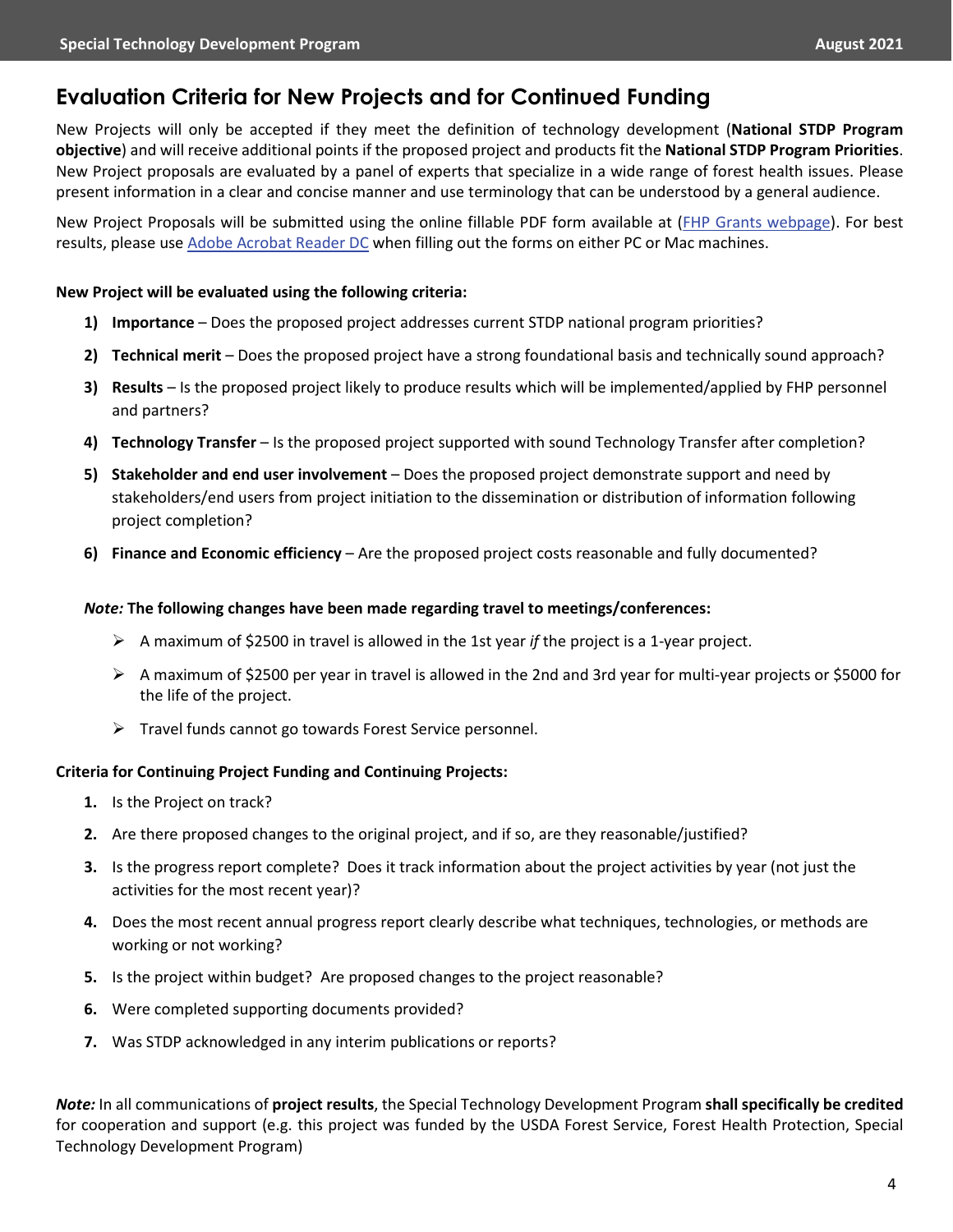## Evaluation Criteria for New Projects and for Continued Funding

New Projects will only be accepted if they meet the definition of technology development (**National STDP Program objective**) and will receive additional points if the proposed project and products fit the **National STDP Program Priorities**. New Project proposals are evaluated by a panel of experts that specialize in a wide range of forest health issues. Please present information in a clear and concise manner and use terminology that can be understood by a general audience.

New Project Proposals will be submitted using the online fillable PDF form available at (FHP Grants webpage). For best results, please use Adobe Acrobat Reader DC when filling out the forms on either PC or Mac machines.

**New Project will be evaluated using the following criteria:**

1) **Importance** – Does the proposed project addresses current STDP national program priorities?
2) **Technical merit** – Does the proposed project have a strong foundational basis and technically sound approach?
3) **Results** – Is the proposed project likely to produce results which will be implemented/applied by FHP personnel and partners?
4) **Technology Transfer** – Is the proposed project supported with sound Technology Transfer after completion?
5) **Stakeholder and end user involvement** – Does the proposed project demonstrate support and need by stakeholders/end users from project initiation to the dissemination or distribution of information following project completion?
6) **Finance and Economic efficiency** – Are the proposed project costs reasonable and fully documented?

***Note:*** **The following changes have been made regarding travel to meetings/conferences:**

- A maximum of $2500 in travel is allowed in the 1st year *if* the project is a 1-year project.
- A maximum of $2500 per year in travel is allowed in the 2nd and 3rd year for multi-year projects or $5000 for the life of the project.
- Travel funds cannot go towards Forest Service personnel.

**Criteria for Continuing Project Funding and Continuing Projects:**

1. Is the Project on track?
2. Are there proposed changes to the original project, and if so, are they reasonable/justified?
3. Is the progress report complete? Does it track information about the project activities by year (not just the activities for the most recent year)?
4. Does the most recent annual progress report clearly describe what techniques, technologies, or methods are working or not working?
5. Is the project within budget? Are proposed changes to the project reasonable?
6. Were completed supporting documents provided?
7. Was STDP acknowledged in any interim publications or reports?

***Note:*** In all communications of **project results**, the Special Technology Development Program **shall specifically be credited** for cooperation and support (e.g. this project was funded by the USDA Forest Service, Forest Health Protection, Special Technology Development Program)